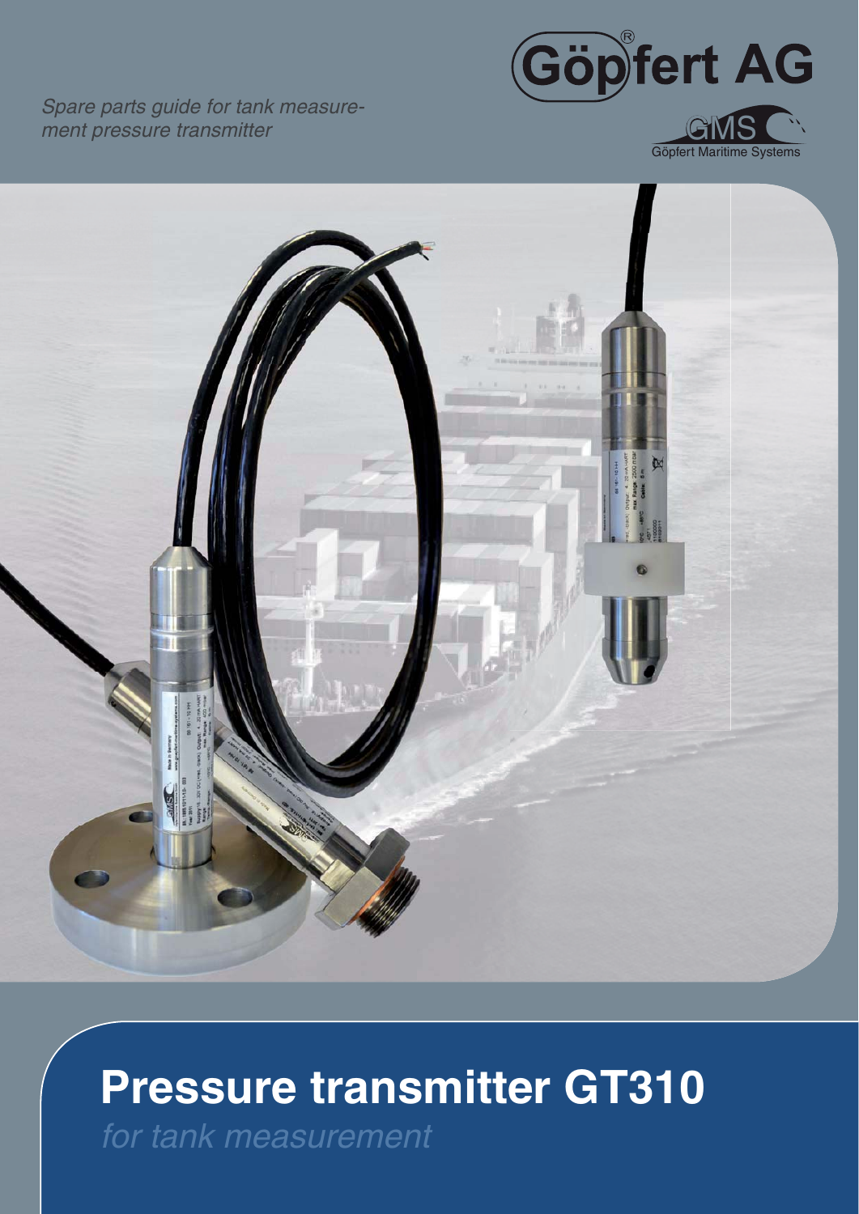*Spare parts guide for tank measurement pressure transmitter*

Göpfert AG

GMS
Göpfert Maritime Systems

# Pressure transmitter GT310

*for tank measurement*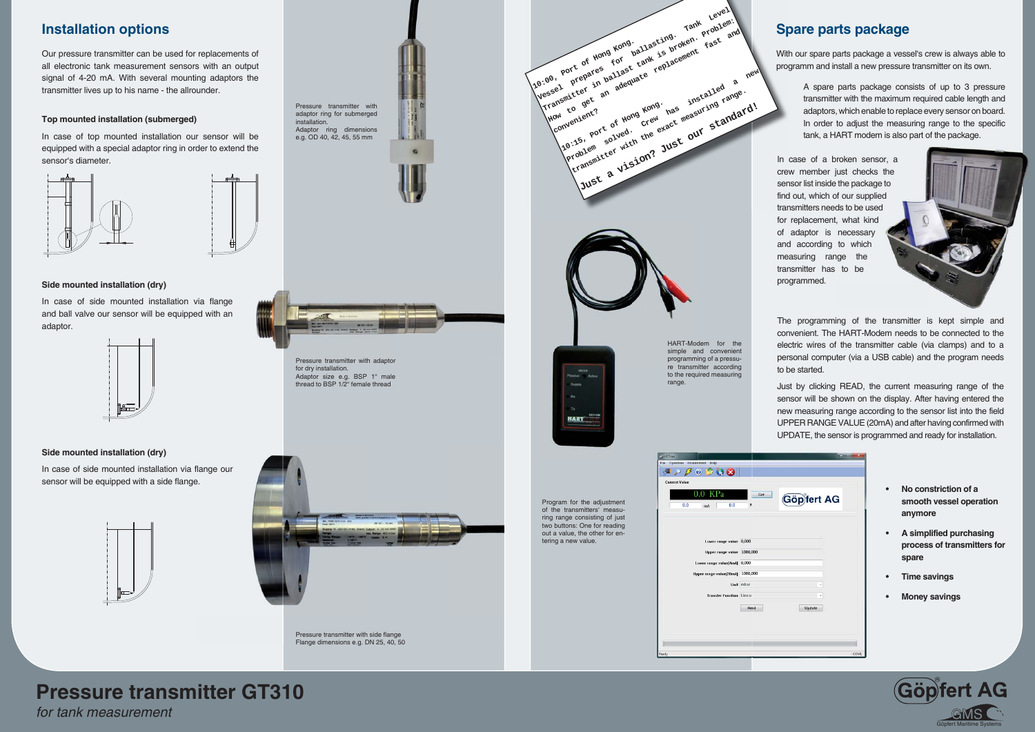## Installation options

Our pressure transmitter can be used for replacements of all electronic tank measurement sensors with an output signal of 4-20 mA. With several mounting adaptors the transmitter lives up to his name - the allrounder.

### Top mounted installation (submerged)

In case of top mounted installation our sensor will be equipped with a special adaptor ring in order to extend the sensor's diameter.

Pressure transmitter with adaptor ring for submerged installation.
Adaptor ring dimensions e.g. OD 40, 42, 45, 55 mm

### Side mounted installation (dry)

In case of side mounted installation via flange and ball valve our sensor will be equipped with an adaptor.

Pressure transmitter with adaptor for dry installation.
Adaptor size e.g. BSP 1" male thread to BSP 1/2" female thread

### Side mounted installation (dry)

In case of side mounted installation via flange our sensor will be equipped with a side flange.

Pressure transmitter with side flange
Flange dimensions e.g. DN 25, 40, 50

10:00, Port of Hong Kong.
Vessel prepares for ballasting. Tank Level Transmitter in ballast tank is broken. Problem: How to get an adequate replacement fast and convenient?

10:15, Port of Hong Kong.
Problem solved. Crew has installed a new transmitter with the exact measuring range.

Just a vision? Just our standard!

HART-Modem for the simple and convenient programming of a pressure transmitter according to the required measuring range.

Program for the adjustment of the transmitters' measuring range consisting of just two buttons: One for reading out a value, the other for entering a new value.

## Spare parts package

With our spare parts package a vessel's crew is always able to programm and install a new pressure transmitter on its own.

A spare parts package consists of up to 3 pressure transmitter with the maximum required cable length and adaptors, which enable to replace every sensor on board. In order to adjust the measuring range to the specific tank, a HART modem is also part of the package.

In case of a broken sensor, a crew member just checks the sensor list inside the package to find out, which of our supplied transmitters needs to be used for replacement, what kind of adaptor is necessary and according to which measuring range the transmitter has to be programmed.

The programming of the transmitter is kept simple and convenient. The HART-Modem needs to be connected to the electric wires of the transmitter cable (via clamps) and to a personal computer (via a USB cable) and the program needs to be started.

Just by clicking READ, the current measuring range of the sensor will be shown on the display. After having entered the new measuring range according to the sensor list into the field UPPER RANGE VALUE (20mA) and after having confirmed with UPDATE, the sensor is programmed and ready for installation.

- **No constriction of a smooth vessel operation anymore**
- **A simplified purchasing process of transmitters for spare**
- **Time savings**
- **Money savings**

# Pressure transmitter GT310

*for tank measurement*

Göpfert AG
GMS Göpfert Maritime Systems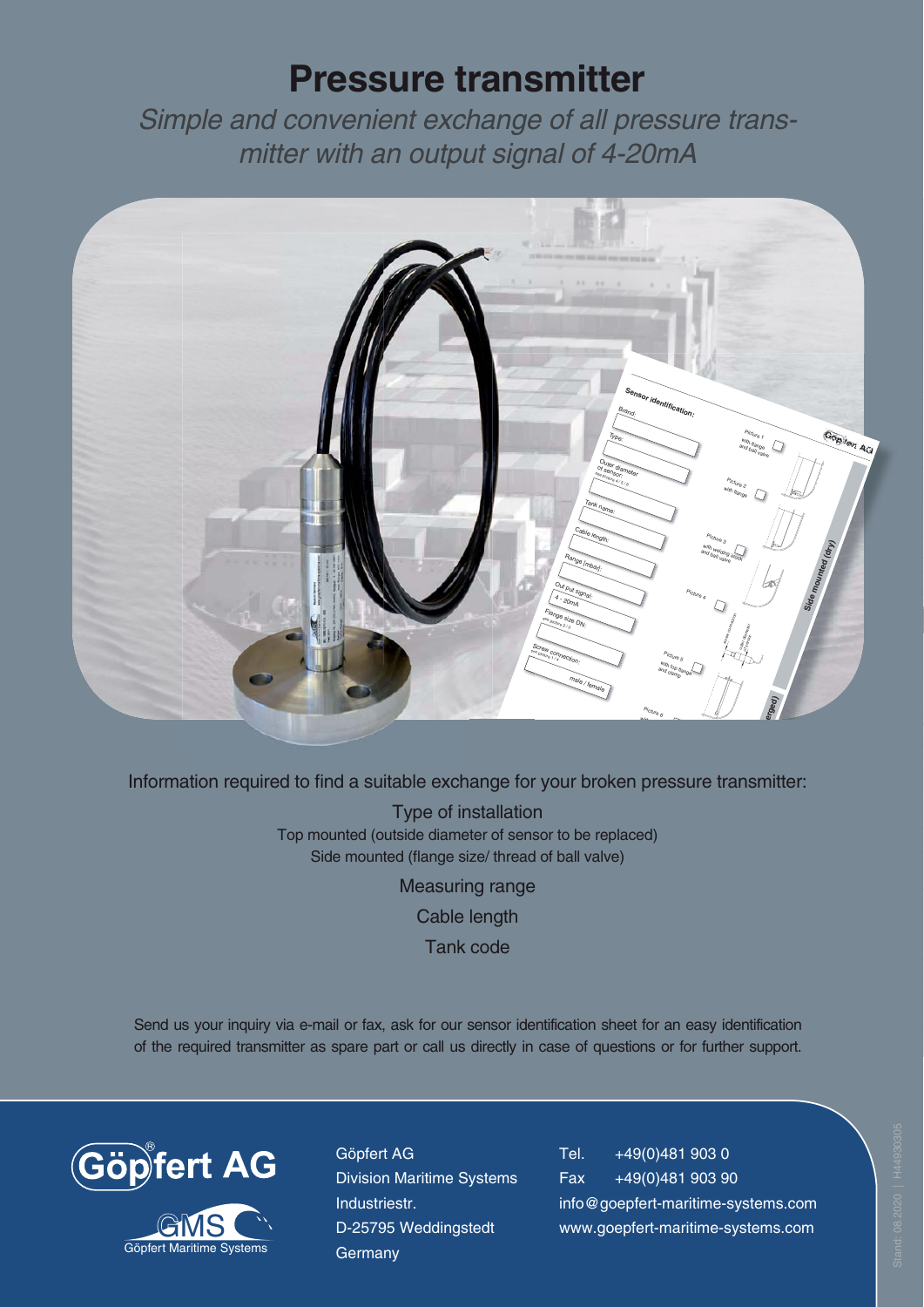# Pressure transmitter

*Simple and convenient exchange of all pressure transmitter with an output signal of 4-20mA*

Information required to find a suitable exchange for your broken pressure transmitter:

Type of installation

Top mounted (outside diameter of sensor to be replaced)

Side mounted (flange size/ thread of ball valve)

Measuring range

Cable length

Tank code

Send us your inquiry via e-mail or fax, ask for our sensor identification sheet for an easy identification of the required transmitter as spare part or call us directly in case of questions or for further support.

Göpfert AG
Division Maritime Systems
Industriestr.
D-25795 Weddingstedt
Germany

Tel. +49(0)481 903 0
Fax +49(0)481 903 90
info@goepfert-maritime-systems.com
www.goepfert-maritime-systems.com

Stand: 08.2020 | H44930305